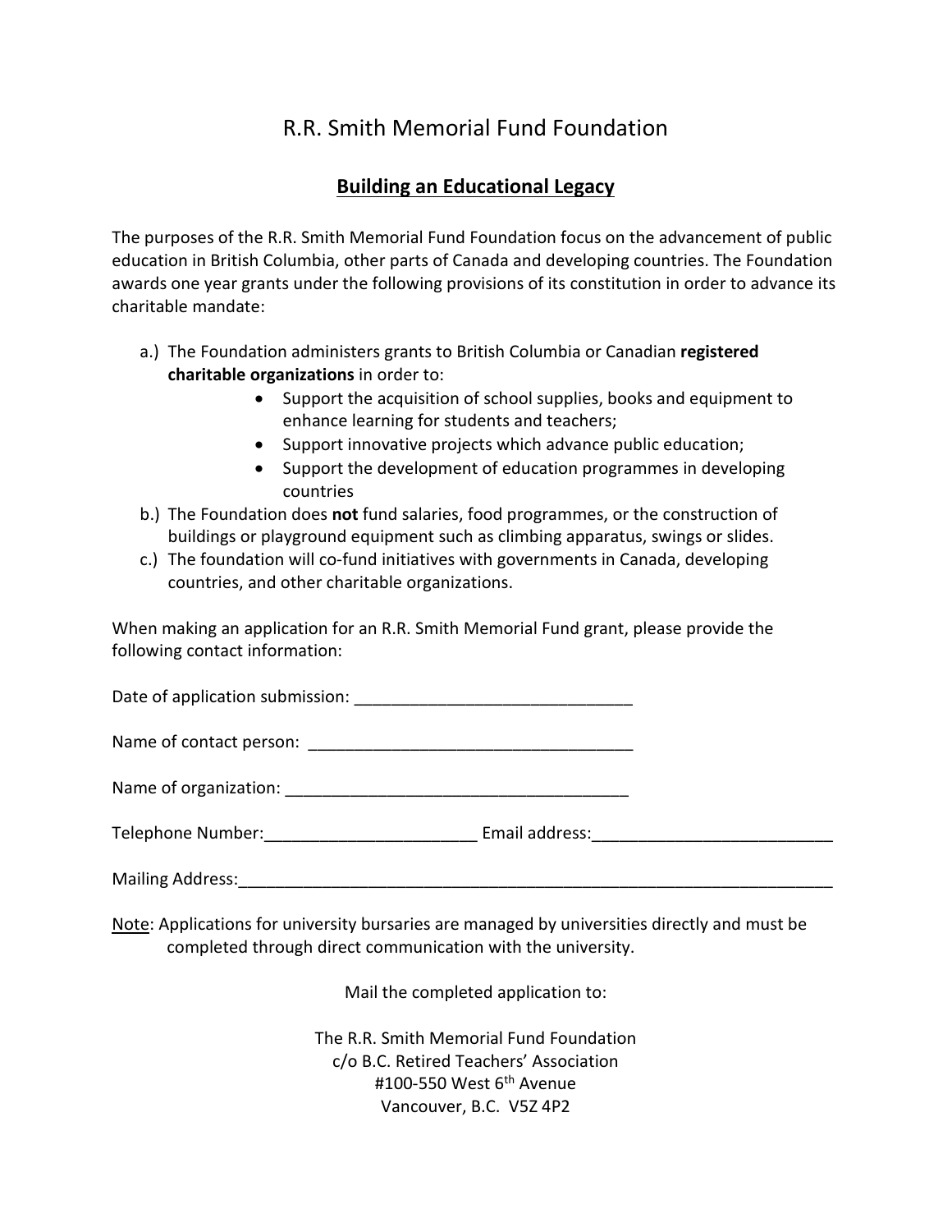# R.R. Smith Memorial Fund Foundation

## Building an Educational Legacy

The purposes of the R.R. Smith Memorial Fund Foundation focus on the advancement of public education in British Columbia, other parts of Canada and developing countries. The Foundation awards one year grants under the following provisions of its constitution in order to advance its charitable mandate:

a.) The Foundation administers grants to British Columbia or Canadian **registered charitable organizations** in order to:
- Support the acquisition of school supplies, books and equipment to enhance learning for students and teachers;
- Support innovative projects which advance public education;
- Support the development of education programmes in developing countries

b.) The Foundation does **not** fund salaries, food programmes, or the construction of buildings or playground equipment such as climbing apparatus, swings or slides.

c.) The foundation will co-fund initiatives with governments in Canada, developing countries, and other charitable organizations.

When making an application for an R.R. Smith Memorial Fund grant, please provide the following contact information:

Date of application submission: ______________________________

Name of contact person: ___________________________________

Name of organization: _____________________________________

Telephone Number:_______________________ Email address:__________________________

Mailing Address:____________________________________________________________________

Note: Applications for university bursaries are managed by universities directly and must be completed through direct communication with the university.

Mail the completed application to:

The R.R. Smith Memorial Fund Foundation
c/o B.C. Retired Teachers' Association
#100-550 West 6th Avenue
Vancouver, B.C. V5Z 4P2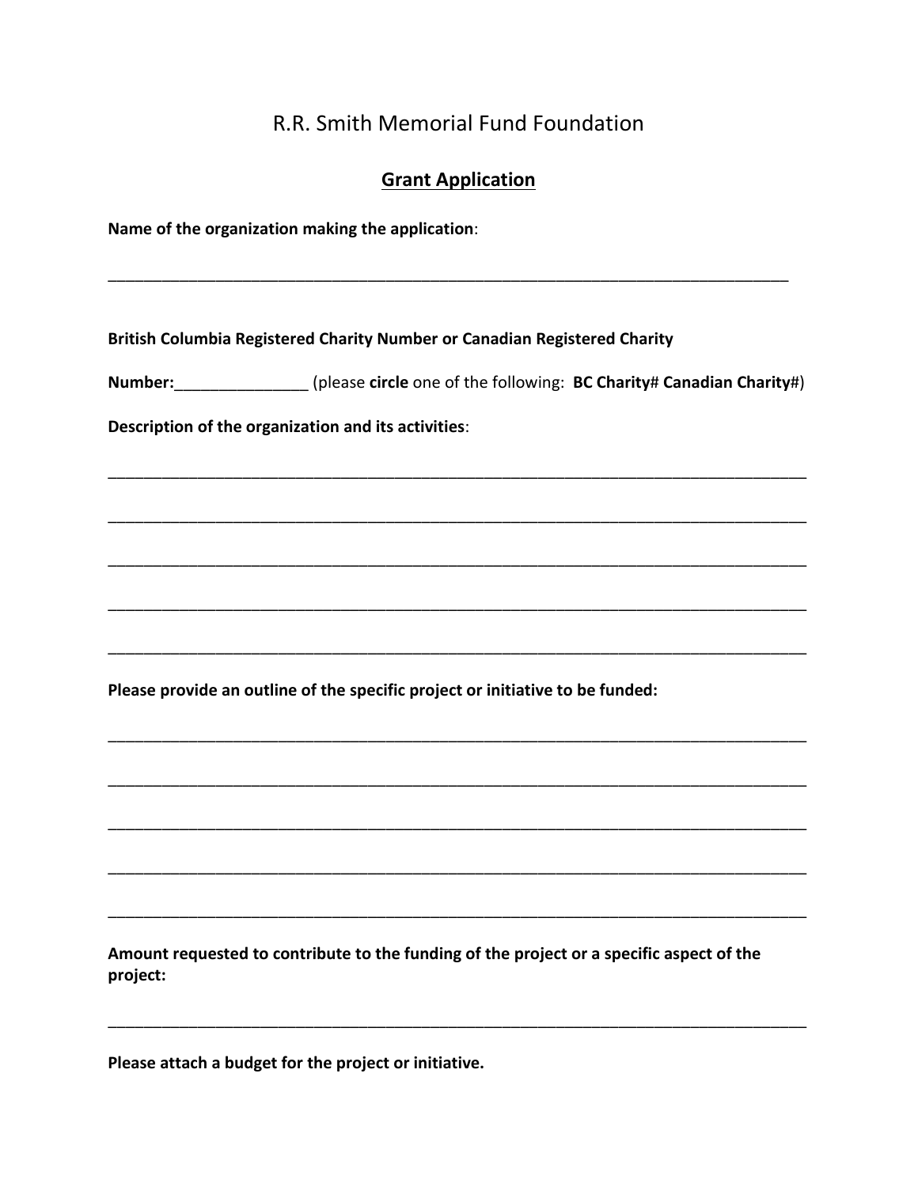# R.R. Smith Memorial Fund Foundation

## Grant Application

**Name of the organization making the application**:

________________________________________________________________________________

**British Columbia Registered Charity Number or Canadian Registered Charity Number:**_______________ (please **circle** one of the following: **BC Charity**# **Canadian Charity**#)

**Description of the organization and its activities**:

________________________________________________________________________________

________________________________________________________________________________

________________________________________________________________________________

________________________________________________________________________________

________________________________________________________________________________

**Please provide an outline of the specific project or initiative to be funded:**

________________________________________________________________________________

________________________________________________________________________________

________________________________________________________________________________

________________________________________________________________________________

________________________________________________________________________________

**Amount requested to contribute to the funding of the project or a specific aspect of the project:**

________________________________________________________________________________

**Please attach a budget for the project or initiative.**